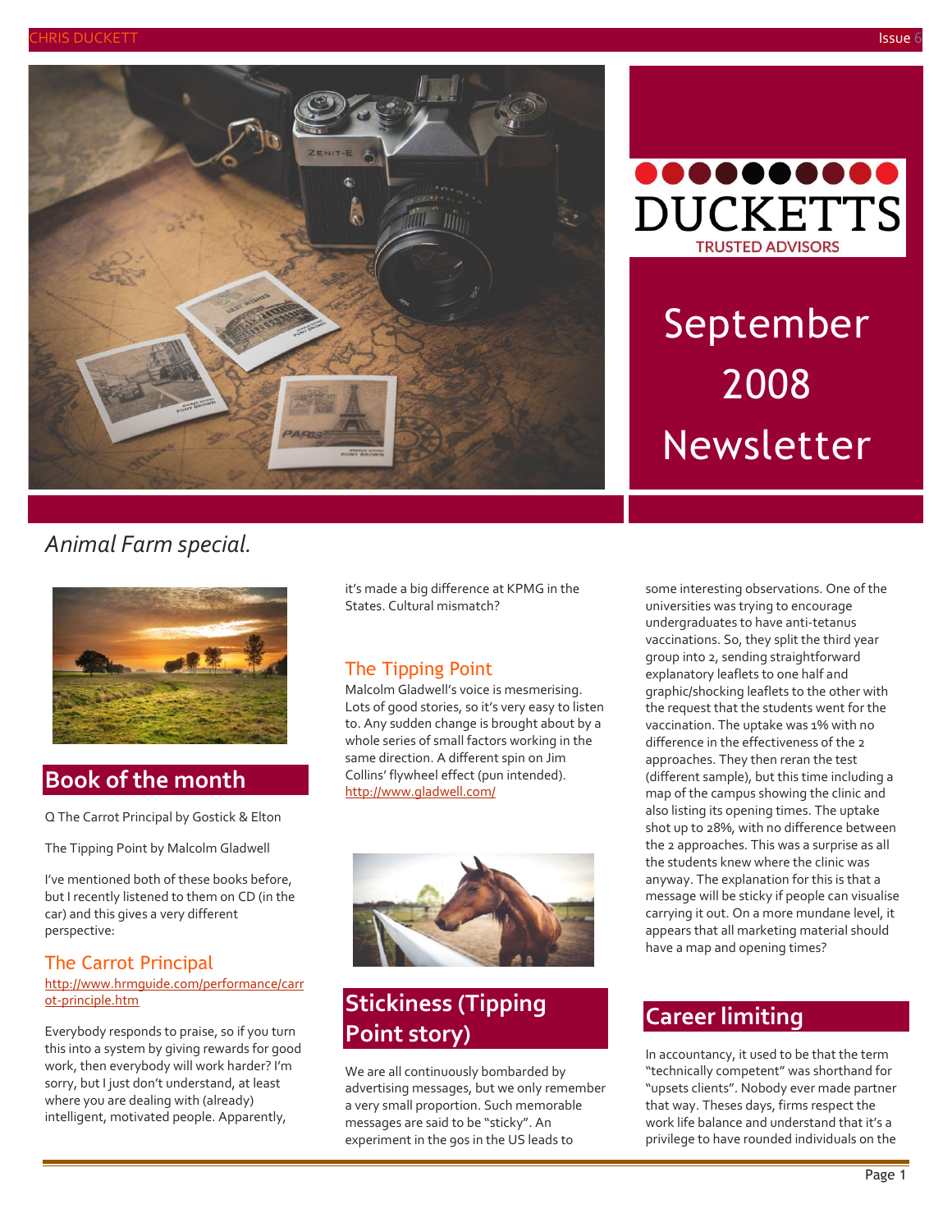# DUCKETTS

TRUSTED ADVISORS

# September 2008 Newsletter

*Animal Farm special.*

## Book of the month

Q The Carrot Principal by Gostick & Elton

The Tipping Point by Malcolm Gladwell

I've mentioned both of these books before, but I recently listened to them on CD (in the car) and this gives a very different perspective:

### The Carrot Principal

http://www.hrmguide.com/performance/carrot-principle.htm

Everybody responds to praise, so if you turn this into a system by giving rewards for good work, then everybody will work harder? I'm sorry, but I just don't understand, at least where you are dealing with (already) intelligent, motivated people. Apparently, it's made a big difference at KPMG in the States. Cultural mismatch?

### The Tipping Point

Malcolm Gladwell's voice is mesmerising. Lots of good stories, so it's very easy to listen to. Any sudden change is brought about by a whole series of small factors working in the same direction. A different spin on Jim Collins' flywheel effect (pun intended).
http://www.gladwell.com/

## Stickiness (Tipping Point story)

We are all continuously bombarded by advertising messages, but we only remember a very small proportion. Such memorable messages are said to be "sticky". An experiment in the 90s in the US leads to some interesting observations. One of the universities was trying to encourage undergraduates to have anti-tetanus vaccinations. So, they split the third year group into 2, sending straightforward explanatory leaflets to one half and graphic/shocking leaflets to the other with the request that the students went for the vaccination. The uptake was 1% with no difference in the effectiveness of the 2 approaches. They then reran the test (different sample), but this time including a map of the campus showing the clinic and also listing its opening times. The uptake shot up to 28%, with no difference between the 2 approaches. This was a surprise as all the students knew where the clinic was anyway. The explanation for this is that a message will be sticky if people can visualise carrying it out. On a more mundane level, it appears that all marketing material should have a map and opening times?

## Career limiting

In accountancy, it used to be that the term "technically competent" was shorthand for "upsets clients". Nobody ever made partner that way. Theses days, firms respect the work life balance and understand that it's a privilege to have rounded individuals on the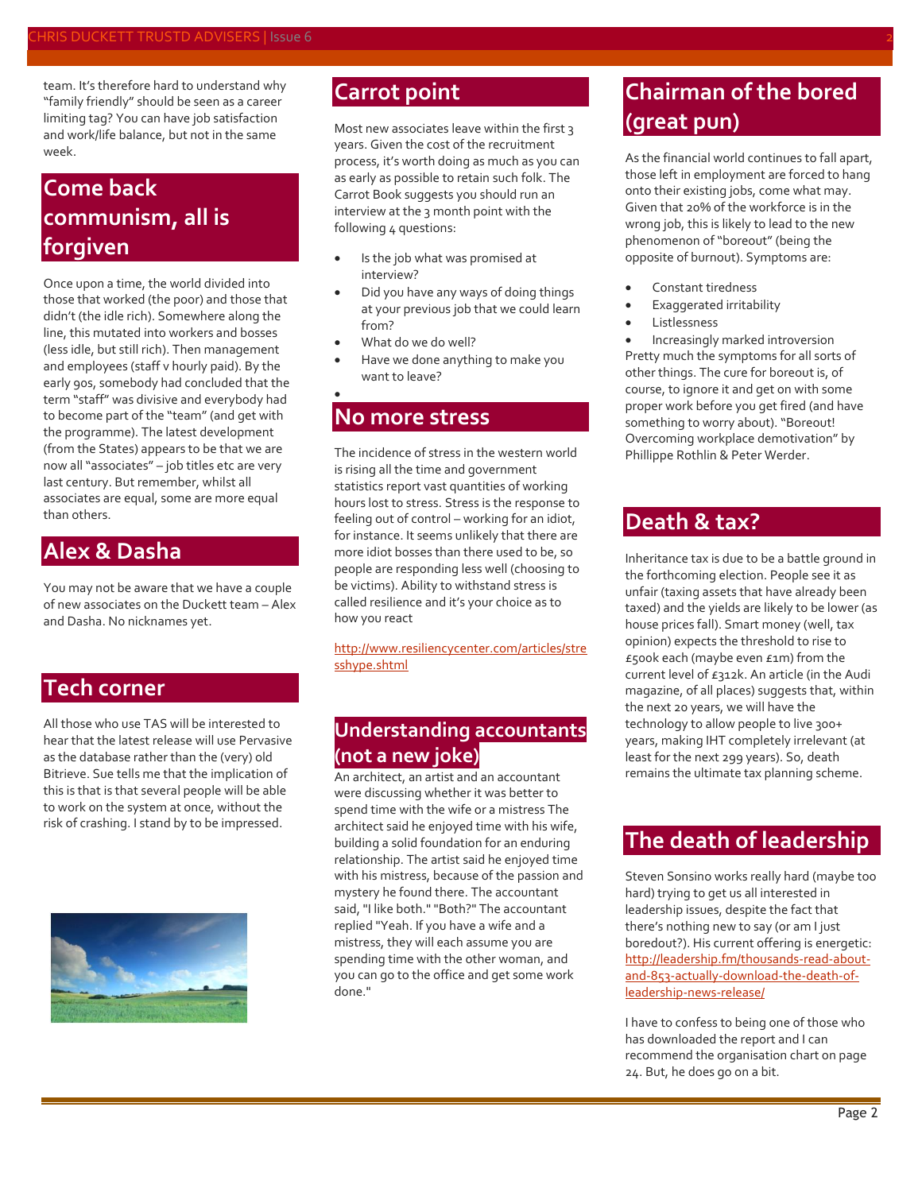team. It's therefore hard to understand why "family friendly" should be seen as a career limiting tag? You can have job satisfaction and work/life balance, but not in the same week.

## Come back communism, all is forgiven

Once upon a time, the world divided into those that worked (the poor) and those that didn't (the idle rich). Somewhere along the line, this mutated into workers and bosses (less idle, but still rich). Then management and employees (staff v hourly paid). By the early 90s, somebody had concluded that the term "staff" was divisive and everybody had to become part of the "team" (and get with the programme). The latest development (from the States) appears to be that we are now all "associates" – job titles etc are very last century. But remember, whilst all associates are equal, some are more equal than others.

## Alex & Dasha

You may not be aware that we have a couple of new associates on the Duckett team – Alex and Dasha. No nicknames yet.

## Tech corner

All those who use TAS will be interested to hear that the latest release will use Pervasive as the database rather than the (very) old Bitrieve. Sue tells me that the implication of this is that is that several people will be able to work on the system at once, without the risk of crashing. I stand by to be impressed.

## Carrot point

Most new associates leave within the first 3 years. Given the cost of the recruitment process, it's worth doing as much as you can as early as possible to retain such folk. The Carrot Book suggests you should run an interview at the 3 month point with the following 4 questions:

- Is the job what was promised at interview?
- Did you have any ways of doing things at your previous job that we could learn from?
- What do we do well?
- Have we done anything to make you want to leave?

## No more stress

The incidence of stress in the western world is rising all the time and government statistics report vast quantities of working hours lost to stress. Stress is the response to feeling out of control – working for an idiot, for instance. It seems unlikely that there are more idiot bosses than there used to be, so people are responding less well (choosing to be victims). Ability to withstand stress is called resilience and it's your choice as to how you react

http://www.resiliencycenter.com/articles/stresshype.shtml

## Understanding accountants (not a new joke)

An architect, an artist and an accountant were discussing whether it was better to spend time with the wife or a mistress The architect said he enjoyed time with his wife, building a solid foundation for an enduring relationship. The artist said he enjoyed time with his mistress, because of the passion and mystery he found there. The accountant said, "I like both." "Both?" The accountant replied "Yeah. If you have a wife and a mistress, they will each assume you are spending time with the other woman, and you can go to the office and get some work done."

## Chairman of the bored (great pun)

As the financial world continues to fall apart, those left in employment are forced to hang onto their existing jobs, come what may. Given that 20% of the workforce is in the wrong job, this is likely to lead to the new phenomenon of "boreout" (being the opposite of burnout). Symptoms are:

- Constant tiredness
- Exaggerated irritability
- Listlessness
- Increasingly marked introversion

Pretty much the symptoms for all sorts of other things. The cure for boreout is, of course, to ignore it and get on with some proper work before you get fired (and have something to worry about). "Boreout! Overcoming workplace demotivation" by Phillippe Rothlin & Peter Werder.

## Death & tax?

Inheritance tax is due to be a battle ground in the forthcoming election. People see it as unfair (taxing assets that have already been taxed) and the yields are likely to be lower (as house prices fall). Smart money (well, tax opinion) expects the threshold to rise to £500k each (maybe even £1m) from the current level of £312k. An article (in the Audi magazine, of all places) suggests that, within the next 20 years, we will have the technology to allow people to live 300+ years, making IHT completely irrelevant (at least for the next 299 years). So, death remains the ultimate tax planning scheme.

## The death of leadership

Steven Sonsino works really hard (maybe too hard) trying to get us all interested in leadership issues, despite the fact that there's nothing new to say (or am I just boredout?). His current offering is energetic: http://leadership.fm/thousands-read-about-and-853-actually-download-the-death-of-leadership-news-release/

I have to confess to being one of those who has downloaded the report and I can recommend the organisation chart on page 24. But, he does go on a bit.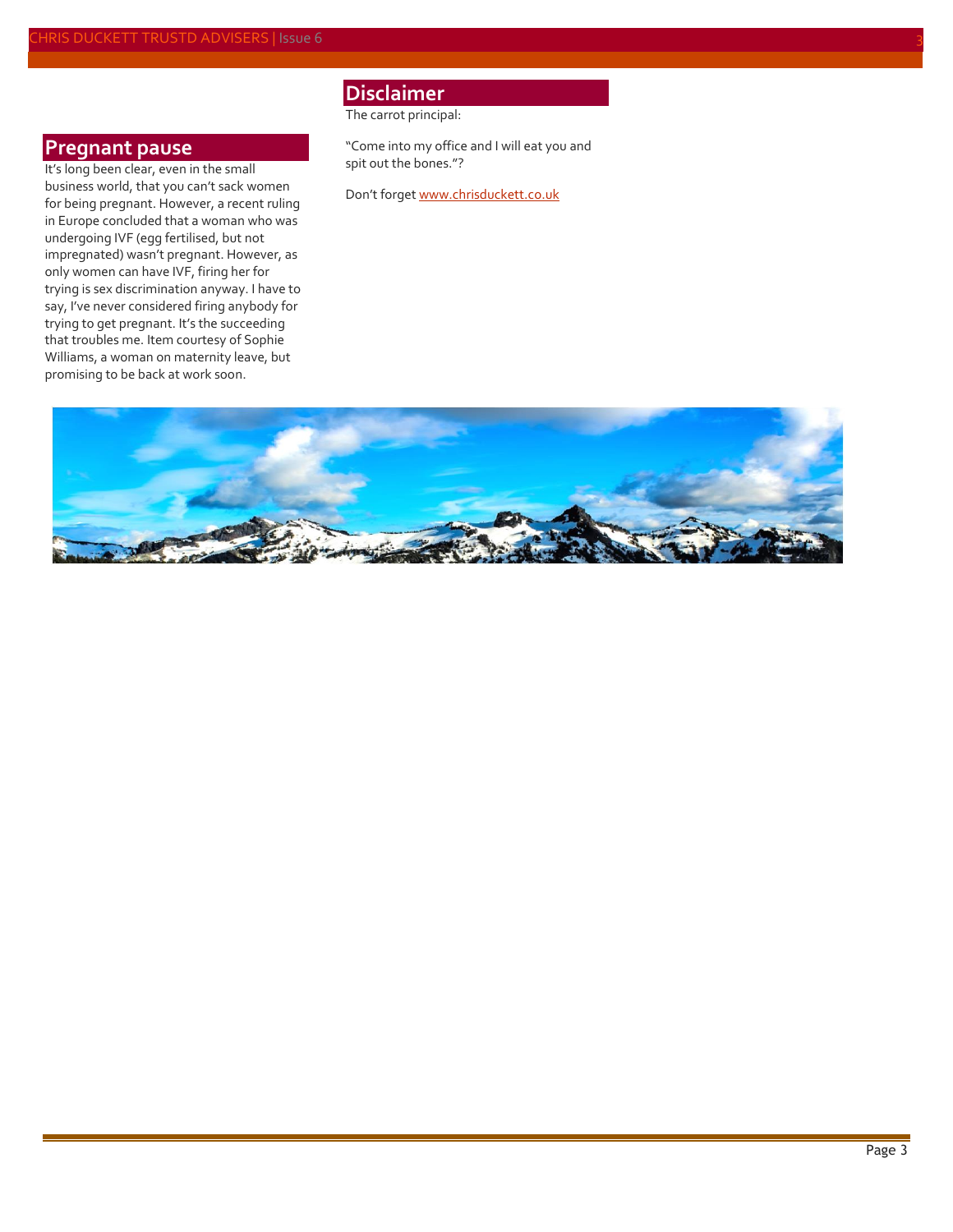## Pregnant pause

It's long been clear, even in the small business world, that you can't sack women for being pregnant. However, a recent ruling in Europe concluded that a woman who was undergoing IVF (egg fertilised, but not impregnated) wasn't pregnant. However, as only women can have IVF, firing her for trying is sex discrimination anyway. I have to say, I've never considered firing anybody for trying to get pregnant. It's the succeeding that troubles me. Item courtesy of Sophie Williams, a woman on maternity leave, but promising to be back at work soon.

## Disclaimer

The carrot principal:

"Come into my office and I will eat you and spit out the bones."?

Don't forget [www.chrisduckett.co.uk](http://www.chrisduckett.co.uk)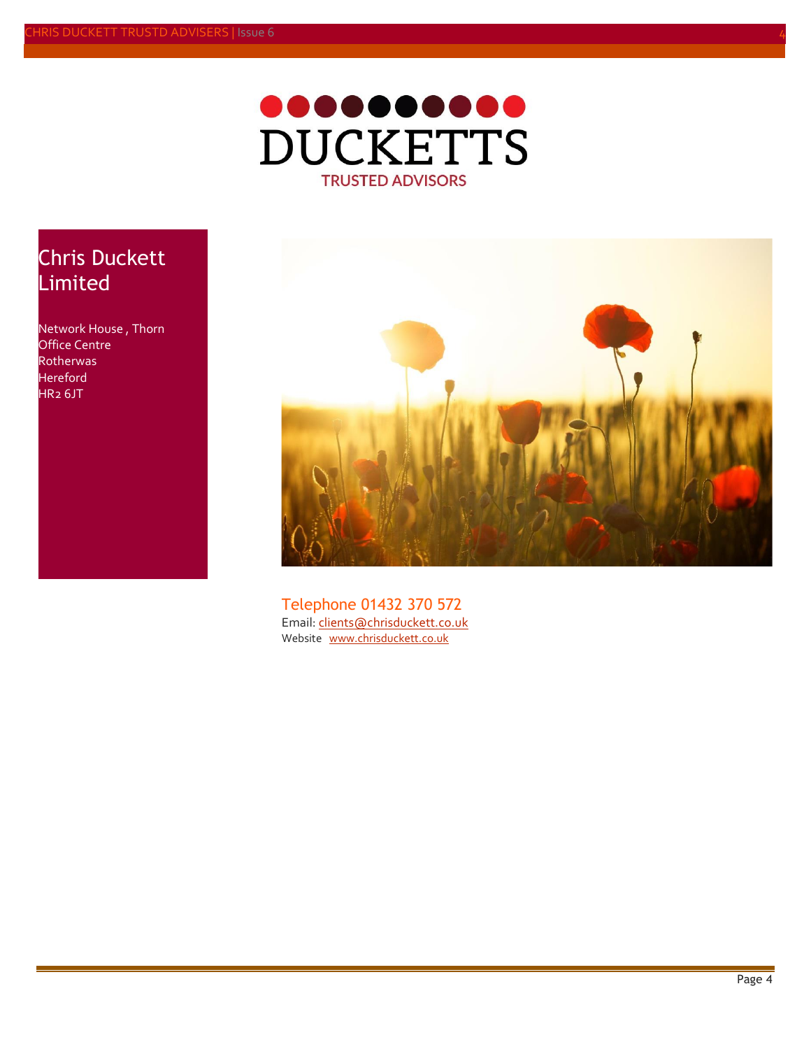DUCKETTS

TRUSTED ADVISORS

## Chris Duckett Limited

Network House , Thorn Office Centre
Rotherwas
Hereford
HR2 6JT

Telephone 01432 370 572

Email: clients@chrisduckett.co.uk

Website www.chrisduckett.co.uk